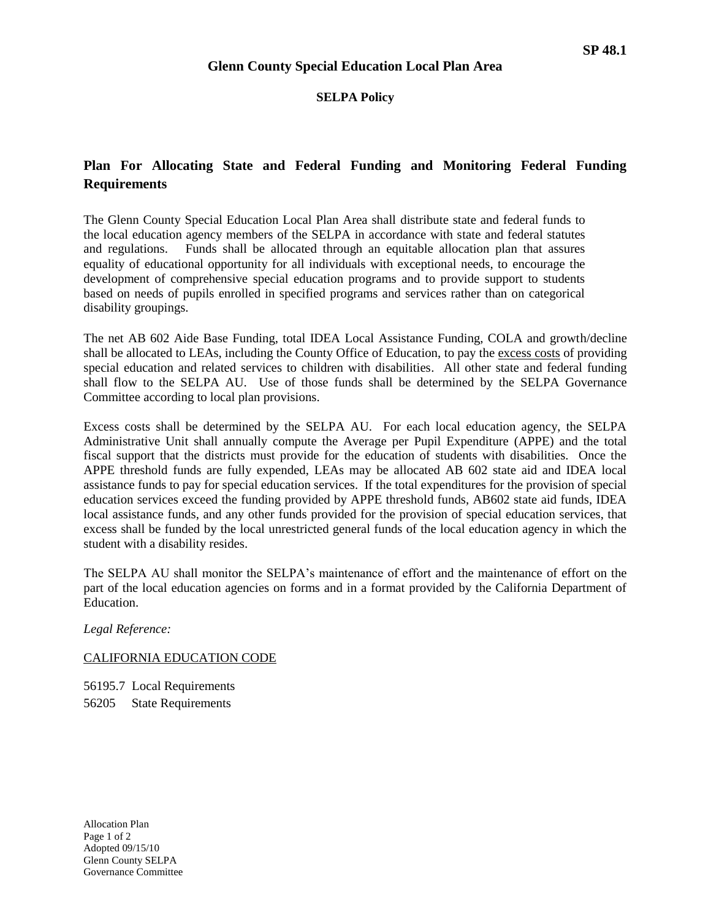**Glenn County Special Education Local Plan Area**

**SELPA Policy**

**SP 48.1**

## Plan For Allocating State and Federal Funding and Monitoring Federal Funding Requirements

The Glenn County Special Education Local Plan Area shall distribute state and federal funds to the local education agency members of the SELPA in accordance with state and federal statutes and regulations. Funds shall be allocated through an equitable allocation plan that assures equality of educational opportunity for all individuals with exceptional needs, to encourage the development of comprehensive special education programs and to provide support to students based on needs of pupils enrolled in specified programs and services rather than on categorical disability groupings.

The net AB 602 Aide Base Funding, total IDEA Local Assistance Funding, COLA and growth/decline shall be allocated to LEAs, including the County Office of Education, to pay the <u>excess costs</u> of providing special education and related services to children with disabilities. All other state and federal funding shall flow to the SELPA AU. Use of those funds shall be determined by the SELPA Governance Committee according to local plan provisions.

Excess costs shall be determined by the SELPA AU. For each local education agency, the SELPA Administrative Unit shall annually compute the Average per Pupil Expenditure (APPE) and the total fiscal support that the districts must provide for the education of students with disabilities. Once the APPE threshold funds are fully expended, LEAs may be allocated AB 602 state aid and IDEA local assistance funds to pay for special education services. If the total expenditures for the provision of special education services exceed the funding provided by APPE threshold funds, AB602 state aid funds, IDEA local assistance funds, and any other funds provided for the provision of special education services, that excess shall be funded by the local unrestricted general funds of the local education agency in which the student with a disability resides.

The SELPA AU shall monitor the SELPA's maintenance of effort and the maintenance of effort on the part of the local education agencies on forms and in a format provided by the California Department of Education.

*Legal Reference:*

<u>CALIFORNIA EDUCATION CODE</u>

56195.7 Local Requirements
56205 State Requirements

Allocation Plan
Adopted 09/15/10
Glenn County SELPA
Governance Committee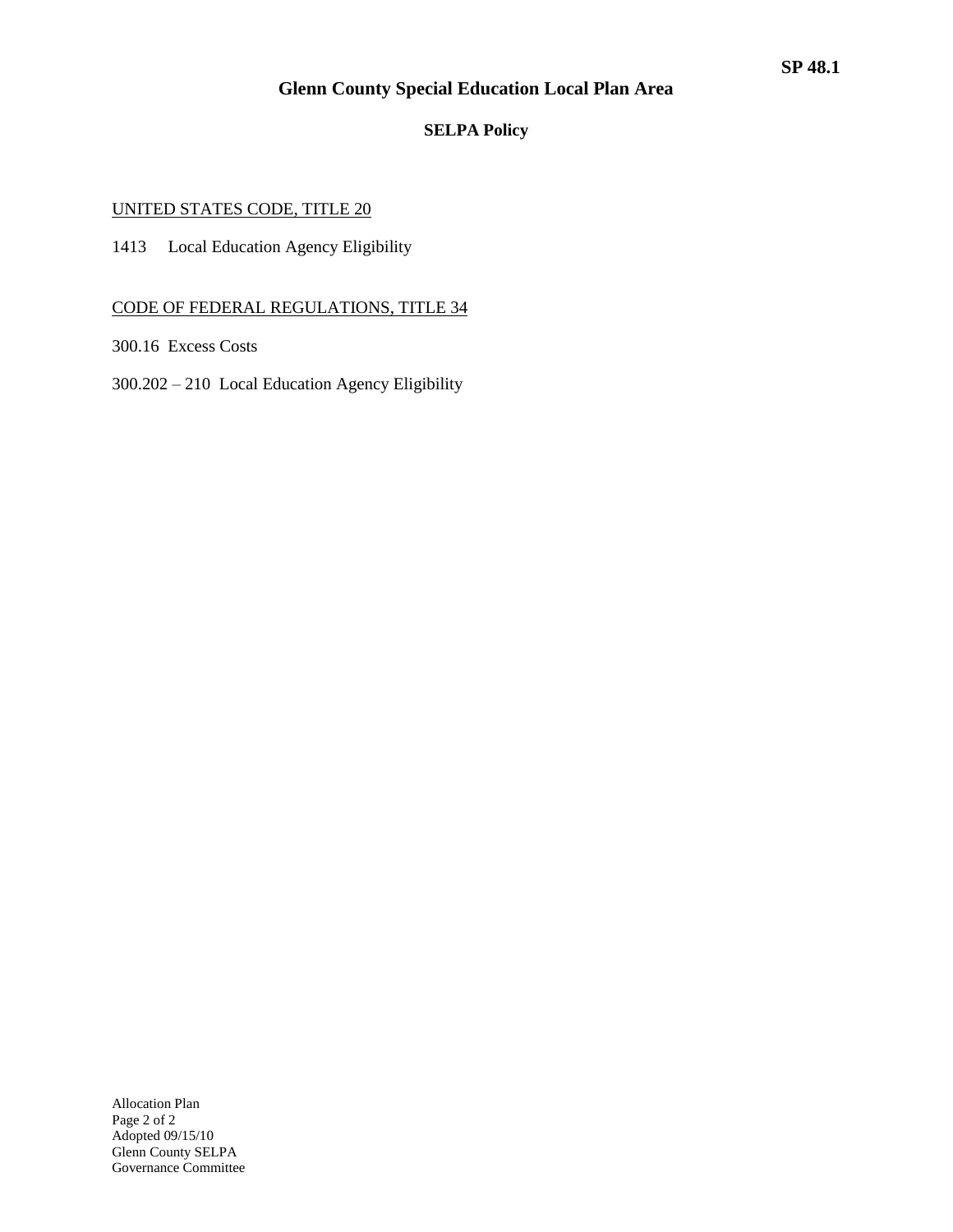UNITED STATES CODE, TITLE 20

1413 Local Education Agency Eligibility

CODE OF FEDERAL REGULATIONS, TITLE 34

300.16 Excess Costs

300.202 – 210 Local Education Agency Eligibility